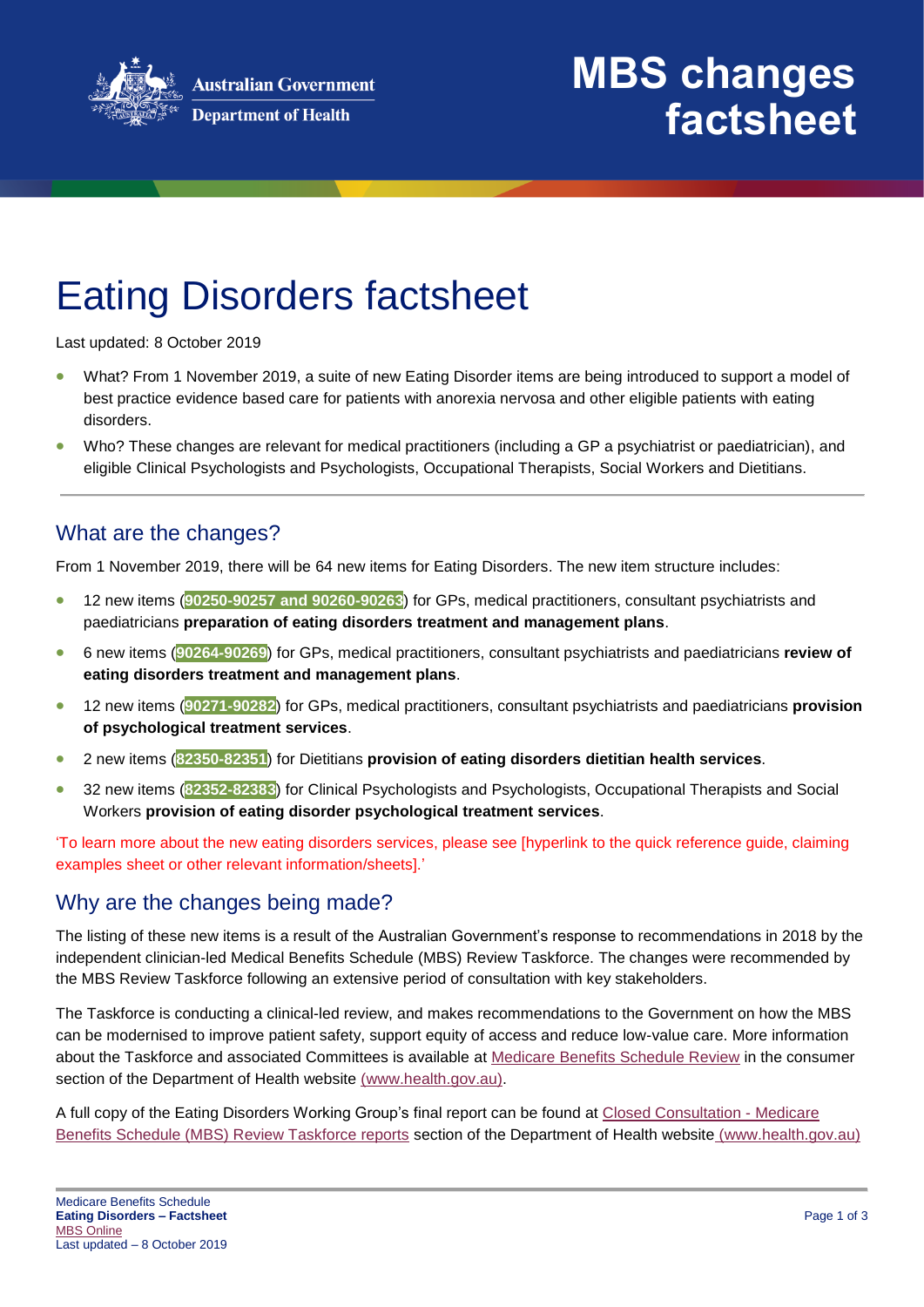Australian Government
Department of Health

# MBS changes factsheet

# Eating Disorders factsheet

Last updated: 8 October 2019

- What? From 1 November 2019, a suite of new Eating Disorder items are being introduced to support a model of best practice evidence based care for patients with anorexia nervosa and other eligible patients with eating disorders.
- Who? These changes are relevant for medical practitioners (including a GP a psychiatrist or paediatrician), and eligible Clinical Psychologists and Psychologists, Occupational Therapists, Social Workers and Dietitians.

## What are the changes?

From 1 November 2019, there will be 64 new items for Eating Disorders. The new item structure includes:

- 12 new items (90250-90257 and 90260-90263) for GPs, medical practitioners, consultant psychiatrists and paediatricians **preparation of eating disorders treatment and management plans**.
- 6 new items (90264-90269) for GPs, medical practitioners, consultant psychiatrists and paediatricians **review of eating disorders treatment and management plans**.
- 12 new items (90271-90282) for GPs, medical practitioners, consultant psychiatrists and paediatricians **provision of psychological treatment services**.
- 2 new items (82350-82351) for Dietitians **provision of eating disorders dietitian health services**.
- 32 new items (82352-82383) for Clinical Psychologists and Psychologists, Occupational Therapists and Social Workers **provision of eating disorder psychological treatment services**.

'To learn more about the new eating disorders services, please see [hyperlink to the quick reference guide, claiming examples sheet or other relevant information/sheets].'

## Why are the changes being made?

The listing of these new items is a result of the Australian Government's response to recommendations in 2018 by the independent clinician-led Medical Benefits Schedule (MBS) Review Taskforce. The changes were recommended by the MBS Review Taskforce following an extensive period of consultation with key stakeholders.

The Taskforce is conducting a clinical-led review, and makes recommendations to the Government on how the MBS can be modernised to improve patient safety, support equity of access and reduce low-value care. More information about the Taskforce and associated Committees is available at Medicare Benefits Schedule Review in the consumer section of the Department of Health website (www.health.gov.au).

A full copy of the Eating Disorders Working Group's final report can be found at Closed Consultation - Medicare Benefits Schedule (MBS) Review Taskforce reports section of the Department of Health website (www.health.gov.au)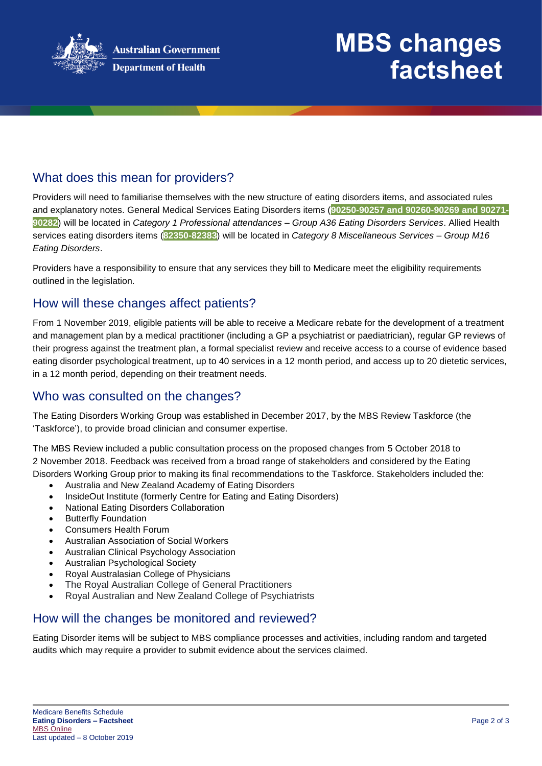## What does this mean for providers?

Providers will need to familiarise themselves with the new structure of eating disorders items, and associated rules and explanatory notes. General Medical Services Eating Disorders items (**90250-90257 and 90260-90269 and 90271-90282**) will be located in *Category 1 Professional attendances – Group A36 Eating Disorders Services*. Allied Health services eating disorders items (**82350-82383**) will be located in *Category 8 Miscellaneous Services – Group M16 Eating Disorders*.

Providers have a responsibility to ensure that any services they bill to Medicare meet the eligibility requirements outlined in the legislation.

## How will these changes affect patients?

From 1 November 2019, eligible patients will be able to receive a Medicare rebate for the development of a treatment and management plan by a medical practitioner (including a GP a psychiatrist or paediatrician), regular GP reviews of their progress against the treatment plan, a formal specialist review and receive access to a course of evidence based eating disorder psychological treatment, up to 40 services in a 12 month period, and access up to 20 dietetic services, in a 12 month period, depending on their treatment needs.

## Who was consulted on the changes?

The Eating Disorders Working Group was established in December 2017, by the MBS Review Taskforce (the 'Taskforce'), to provide broad clinician and consumer expertise.

The MBS Review included a public consultation process on the proposed changes from 5 October 2018 to 2 November 2018. Feedback was received from a broad range of stakeholders and considered by the Eating Disorders Working Group prior to making its final recommendations to the Taskforce. Stakeholders included the:

- Australia and New Zealand Academy of Eating Disorders
- InsideOut Institute (formerly Centre for Eating and Eating Disorders)
- National Eating Disorders Collaboration
- Butterfly Foundation
- Consumers Health Forum
- Australian Association of Social Workers
- Australian Clinical Psychology Association
- Australian Psychological Society
- Royal Australasian College of Physicians
- The Royal Australian College of General Practitioners
- Royal Australian and New Zealand College of Psychiatrists

## How will the changes be monitored and reviewed?

Eating Disorder items will be subject to MBS compliance processes and activities, including random and targeted audits which may require a provider to submit evidence about the services claimed.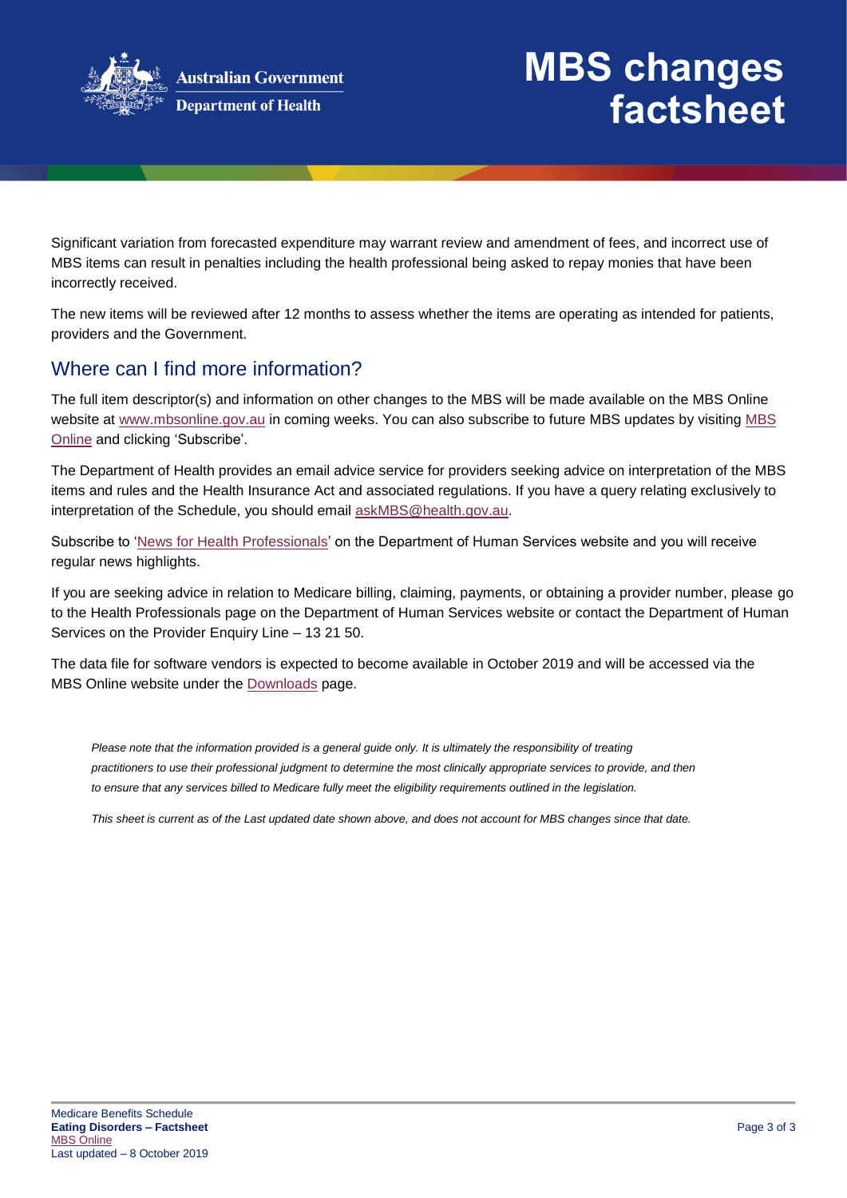Significant variation from forecasted expenditure may warrant review and amendment of fees, and incorrect use of MBS items can result in penalties including the health professional being asked to repay monies that have been incorrectly received.

The new items will be reviewed after 12 months to assess whether the items are operating as intended for patients, providers and the Government.

## Where can I find more information?

The full item descriptor(s) and information on other changes to the MBS will be made available on the MBS Online website at www.mbsonline.gov.au in coming weeks. You can also subscribe to future MBS updates by visiting MBS Online and clicking 'Subscribe'.

The Department of Health provides an email advice service for providers seeking advice on interpretation of the MBS items and rules and the Health Insurance Act and associated regulations. If you have a query relating exclusively to interpretation of the Schedule, you should email askMBS@health.gov.au.

Subscribe to 'News for Health Professionals' on the Department of Human Services website and you will receive regular news highlights.

If you are seeking advice in relation to Medicare billing, claiming, payments, or obtaining a provider number, please go to the Health Professionals page on the Department of Human Services website or contact the Department of Human Services on the Provider Enquiry Line – 13 21 50.

The data file for software vendors is expected to become available in October 2019 and will be accessed via the MBS Online website under the Downloads page.

*Please note that the information provided is a general guide only. It is ultimately the responsibility of treating practitioners to use their professional judgment to determine the most clinically appropriate services to provide, and then to ensure that any services billed to Medicare fully meet the eligibility requirements outlined in the legislation.*

*This sheet is current as of the Last updated date shown above, and does not account for MBS changes since that date.*